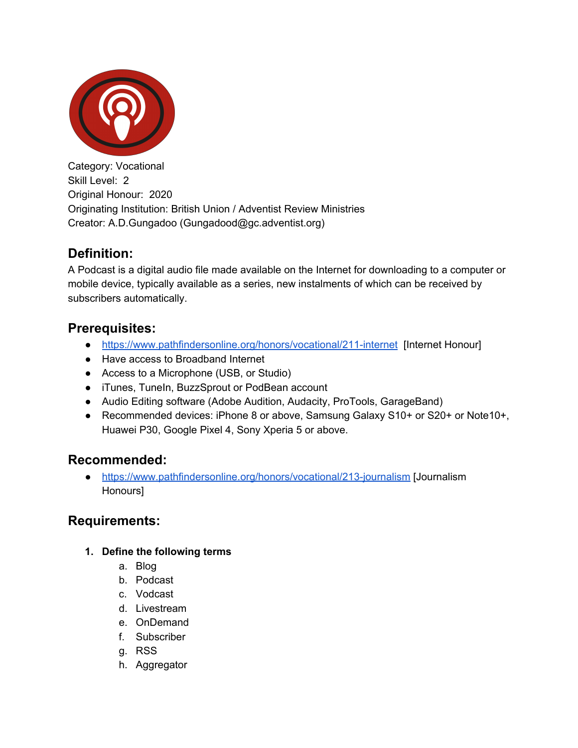Category: Vocational
Skill Level: 2
Original Honour: 2020
Originating Institution: British Union / Adventist Review Ministries
Creator: A.D.Gungadoo (Gungadood@gc.adventist.org)

## Definition:

A Podcast is a digital audio file made available on the Internet for downloading to a computer or mobile device, typically available as a series, new instalments of which can be received by subscribers automatically.

## Prerequisites:

- https://www.pathfindersonline.org/honors/vocational/211-internet [Internet Honour]
- Have access to Broadband Internet
- Access to a Microphone (USB, or Studio)
- iTunes, TuneIn, BuzzSprout or PodBean account
- Audio Editing software (Adobe Audition, Audacity, ProTools, GarageBand)
- Recommended devices: iPhone 8 or above, Samsung Galaxy S10+ or S20+ or Note10+, Huawei P30, Google Pixel 4, Sony Xperia 5 or above.

## Recommended:

- https://www.pathfindersonline.org/honors/vocational/213-journalism [Journalism Honours]

## Requirements:

1. **Define the following terms**
    a. Blog
    b. Podcast
    c. Vodcast
    d. Livestream
    e. OnDemand
    f. Subscriber
    g. RSS
    h. Aggregator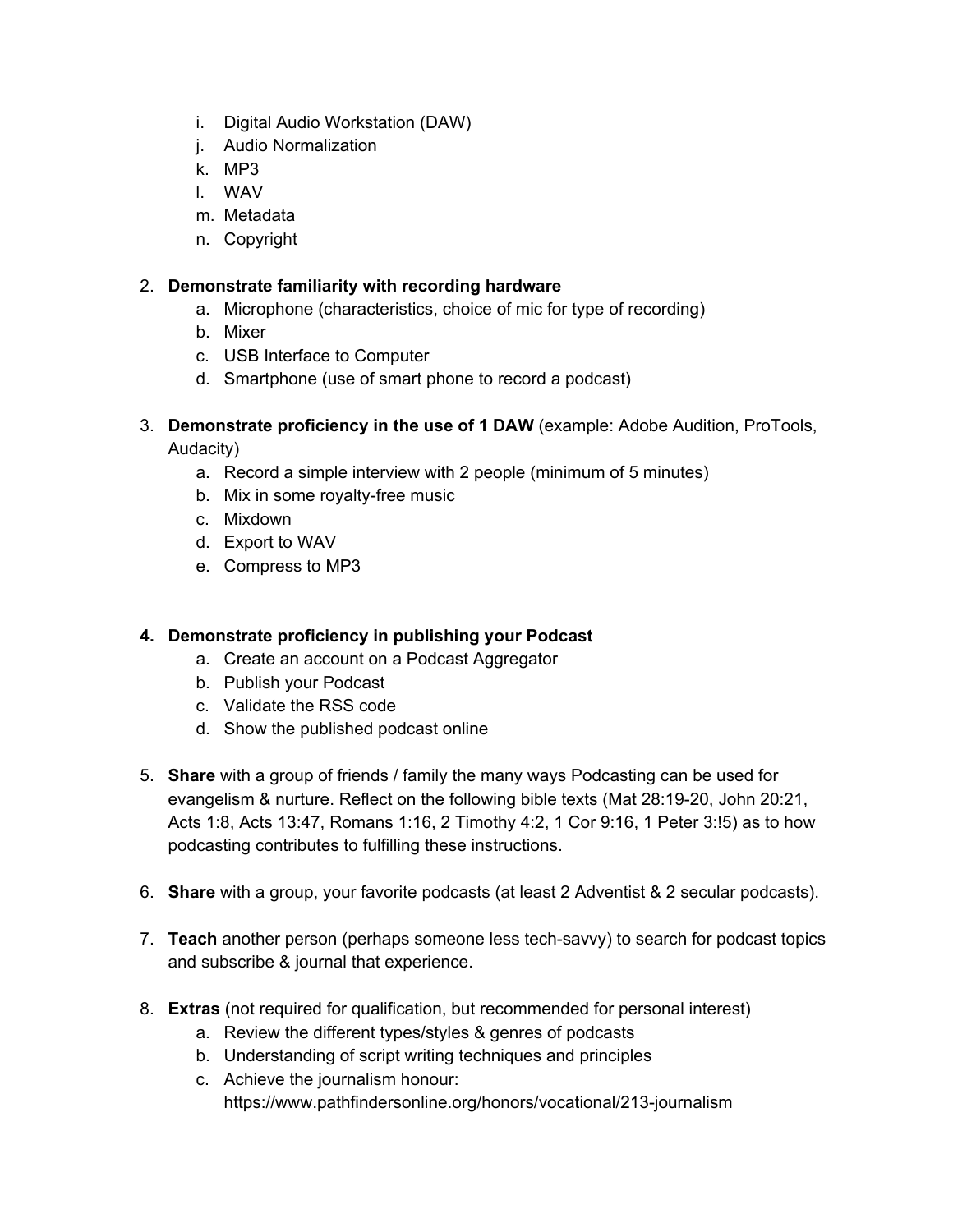i. Digital Audio Workstation (DAW)
   j. Audio Normalization
   k. MP3
   l. WAV
   m. Metadata
   n. Copyright

2. **Demonstrate familiarity with recording hardware**
   a. Microphone (characteristics, choice of mic for type of recording)
   b. Mixer
   c. USB Interface to Computer
   d. Smartphone (use of smart phone to record a podcast)

3. **Demonstrate proficiency in the use of 1 DAW** (example: Adobe Audition, ProTools, Audacity)
   a. Record a simple interview with 2 people (minimum of 5 minutes)
   b. Mix in some royalty-free music
   c. Mixdown
   d. Export to WAV
   e. Compress to MP3

4. **Demonstrate proficiency in publishing your Podcast**
   a. Create an account on a Podcast Aggregator
   b. Publish your Podcast
   c. Validate the RSS code
   d. Show the published podcast online

5. **Share** with a group of friends / family the many ways Podcasting can be used for evangelism & nurture. Reflect on the following bible texts (Mat 28:19-20, John 20:21, Acts 1:8, Acts 13:47, Romans 1:16, 2 Timothy 4:2, 1 Cor 9:16, 1 Peter 3:!5) as to how podcasting contributes to fulfilling these instructions.

6. **Share** with a group, your favorite podcasts (at least 2 Adventist & 2 secular podcasts).

7. **Teach** another person (perhaps someone less tech-savvy) to search for podcast topics and subscribe & journal that experience.

8. **Extras** (not required for qualification, but recommended for personal interest)
   a. Review the different types/styles & genres of podcasts
   b. Understanding of script writing techniques and principles
   c. Achieve the journalism honour: https://www.pathfindersonline.org/honors/vocational/213-journalism